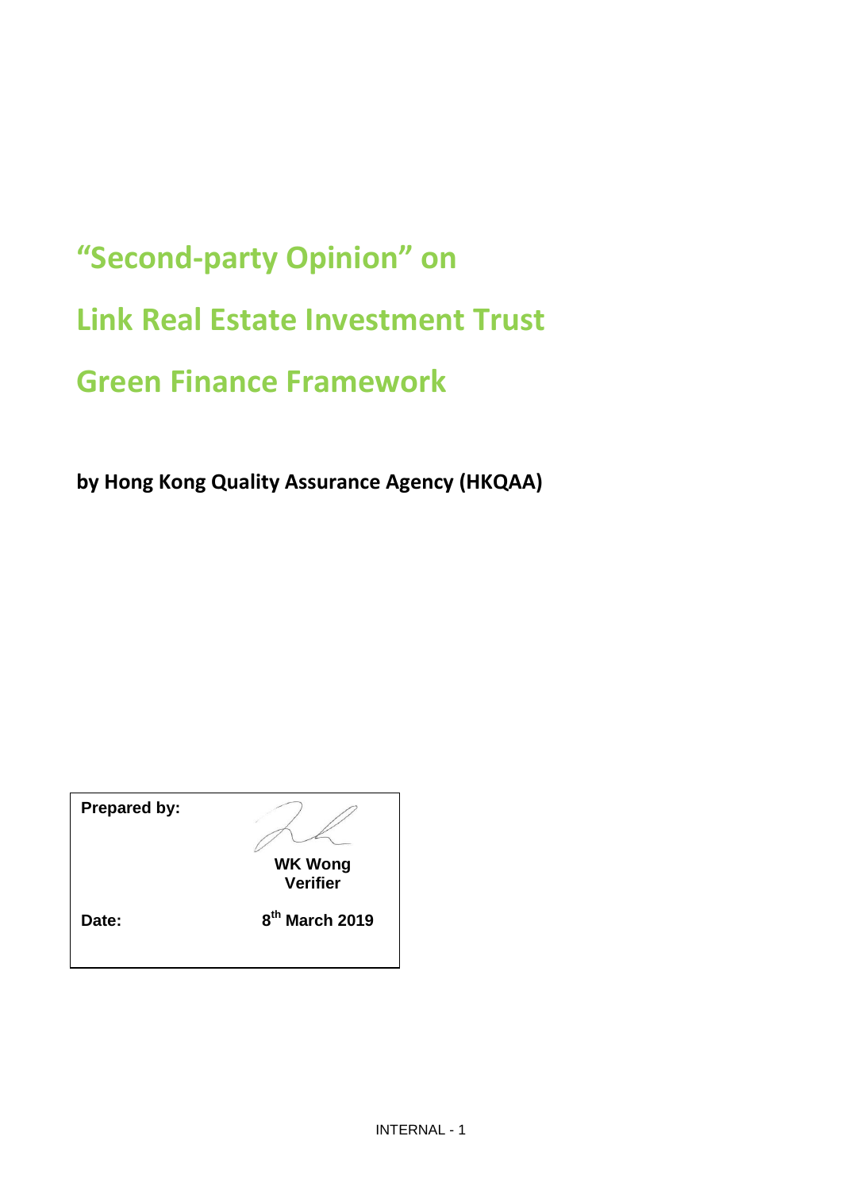# "Second-party Opinion" on

# Link Real Estate Investment Trust

# Green Finance Framework

**by Hong Kong Quality Assurance Agency (HKQAA)**

| **Prepared by:** | **WK Wong**<br>**Verifier** |
|---|---|
| **Date:** | **8th March 2019** |

INTERNAL - 1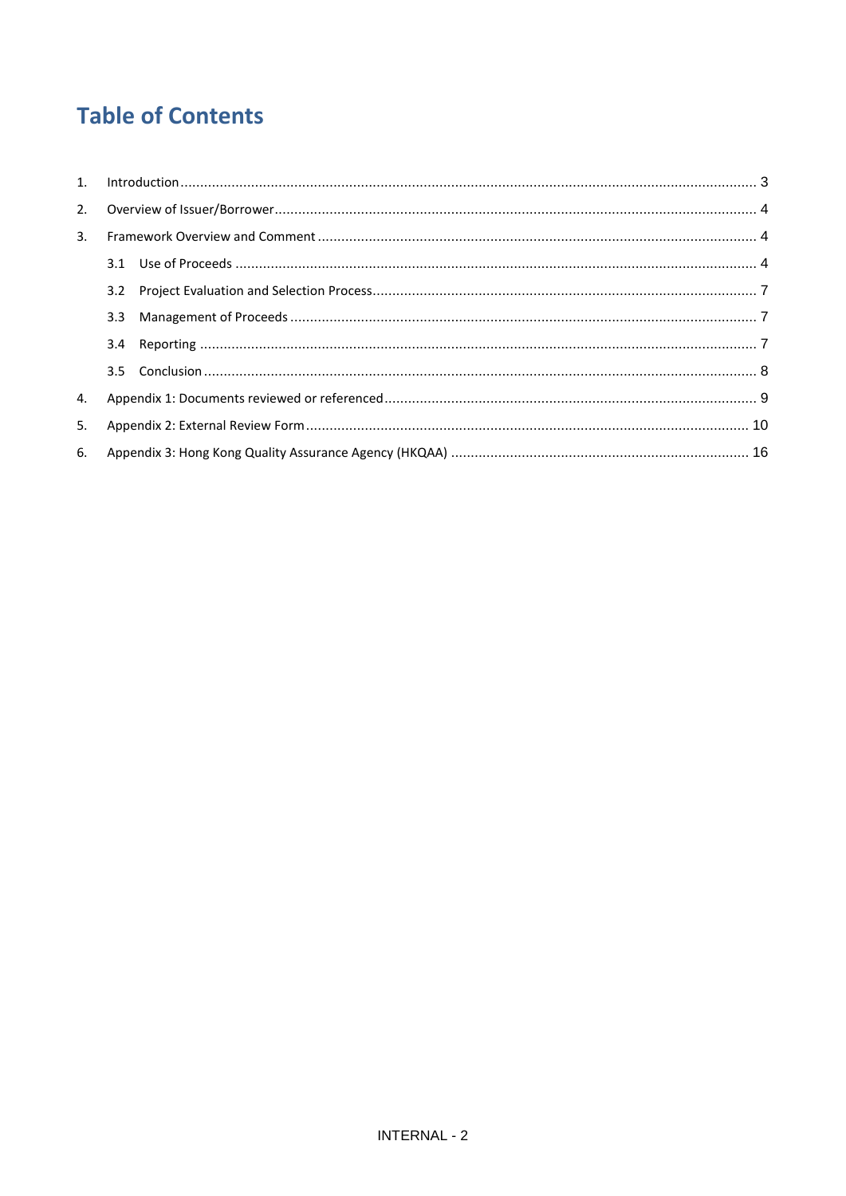# Table of Contents

1. Introduction ..... 3
2. Overview of Issuer/Borrower ..... 4
3. Framework Overview and Comment ..... 4
   - 3.1 Use of Proceeds ..... 4
   - 3.2 Project Evaluation and Selection Process ..... 7
   - 3.3 Management of Proceeds ..... 7
   - 3.4 Reporting ..... 7
   - 3.5 Conclusion ..... 8
4. Appendix 1: Documents reviewed or referenced ..... 9
5. Appendix 2: External Review Form ..... 10
6. Appendix 3: Hong Kong Quality Assurance Agency (HKQAA) ..... 16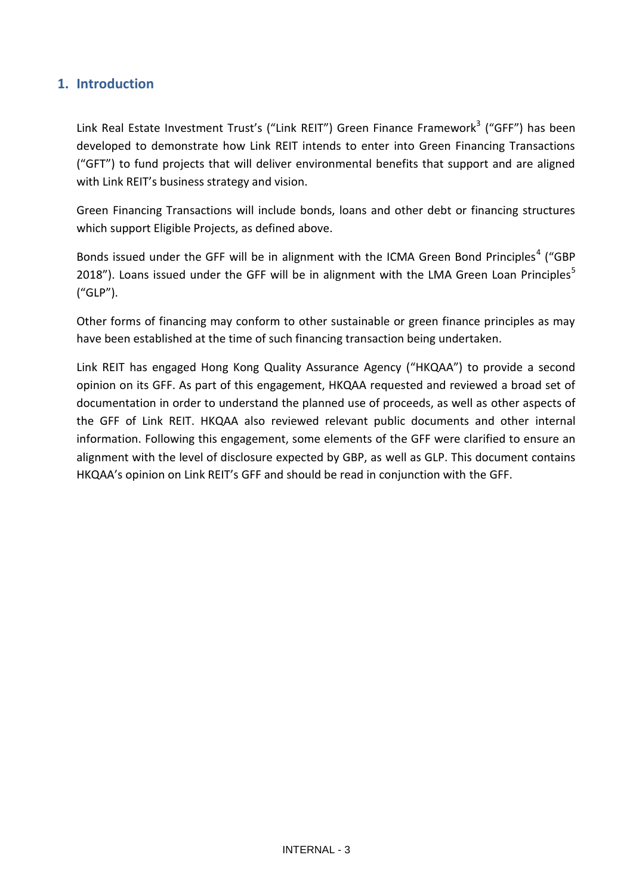## 1. Introduction

Link Real Estate Investment Trust's ("Link REIT") Green Finance Framework[3] ("GFF") has been developed to demonstrate how Link REIT intends to enter into Green Financing Transactions ("GFT") to fund projects that will deliver environmental benefits that support and are aligned with Link REIT's business strategy and vision.

Green Financing Transactions will include bonds, loans and other debt or financing structures which support Eligible Projects, as defined above.

Bonds issued under the GFF will be in alignment with the ICMA Green Bond Principles[4] ("GBP 2018"). Loans issued under the GFF will be in alignment with the LMA Green Loan Principles[5] ("GLP").

Other forms of financing may conform to other sustainable or green finance principles as may have been established at the time of such financing transaction being undertaken.

Link REIT has engaged Hong Kong Quality Assurance Agency ("HKQAA") to provide a second opinion on its GFF. As part of this engagement, HKQAA requested and reviewed a broad set of documentation in order to understand the planned use of proceeds, as well as other aspects of the GFF of Link REIT. HKQAA also reviewed relevant public documents and other internal information. Following this engagement, some elements of the GFF were clarified to ensure an alignment with the level of disclosure expected by GBP, as well as GLP. This document contains HKQAA's opinion on Link REIT's GFF and should be read in conjunction with the GFF.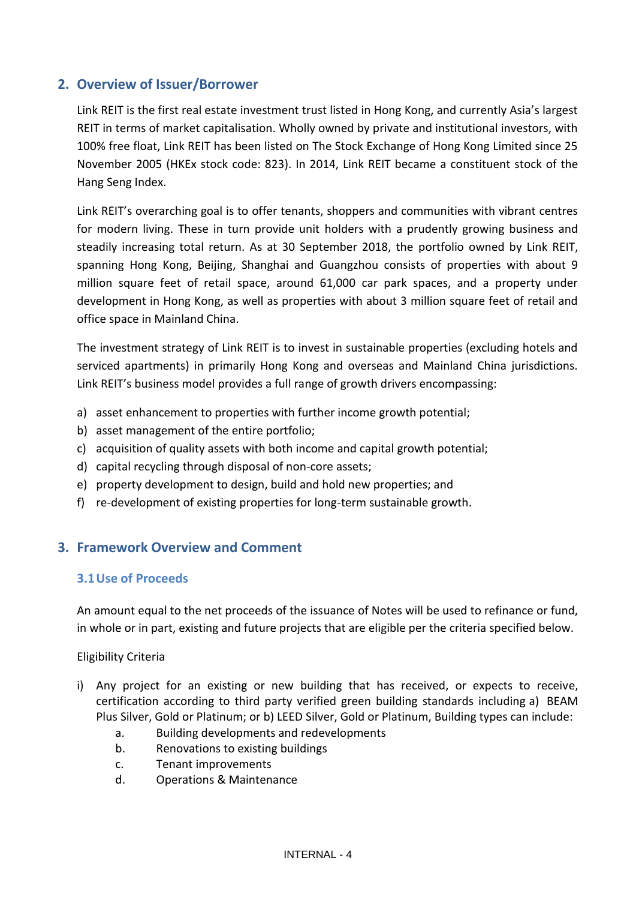## 2. Overview of Issuer/Borrower

Link REIT is the first real estate investment trust listed in Hong Kong, and currently Asia's largest REIT in terms of market capitalisation. Wholly owned by private and institutional investors, with 100% free float, Link REIT has been listed on The Stock Exchange of Hong Kong Limited since 25 November 2005 (HKEx stock code: 823). In 2014, Link REIT became a constituent stock of the Hang Seng Index.

Link REIT's overarching goal is to offer tenants, shoppers and communities with vibrant centres for modern living. These in turn provide unit holders with a prudently growing business and steadily increasing total return. As at 30 September 2018, the portfolio owned by Link REIT, spanning Hong Kong, Beijing, Shanghai and Guangzhou consists of properties with about 9 million square feet of retail space, around 61,000 car park spaces, and a property under development in Hong Kong, as well as properties with about 3 million square feet of retail and office space in Mainland China.

The investment strategy of Link REIT is to invest in sustainable properties (excluding hotels and serviced apartments) in primarily Hong Kong and overseas and Mainland China jurisdictions. Link REIT's business model provides a full range of growth drivers encompassing:

a) asset enhancement to properties with further income growth potential;
b) asset management of the entire portfolio;
c) acquisition of quality assets with both income and capital growth potential;
d) capital recycling through disposal of non-core assets;
e) property development to design, build and hold new properties; and
f) re-development of existing properties for long-term sustainable growth.

## 3. Framework Overview and Comment

### 3.1 Use of Proceeds

An amount equal to the net proceeds of the issuance of Notes will be used to refinance or fund, in whole or in part, existing and future projects that are eligible per the criteria specified below.

Eligibility Criteria

i) Any project for an existing or new building that has received, or expects to receive, certification according to third party verified green building standards including a) BEAM Plus Silver, Gold or Platinum; or b) LEED Silver, Gold or Platinum, Building types can include:
   a. Building developments and redevelopments
   b. Renovations to existing buildings
   c. Tenant improvements
   d. Operations & Maintenance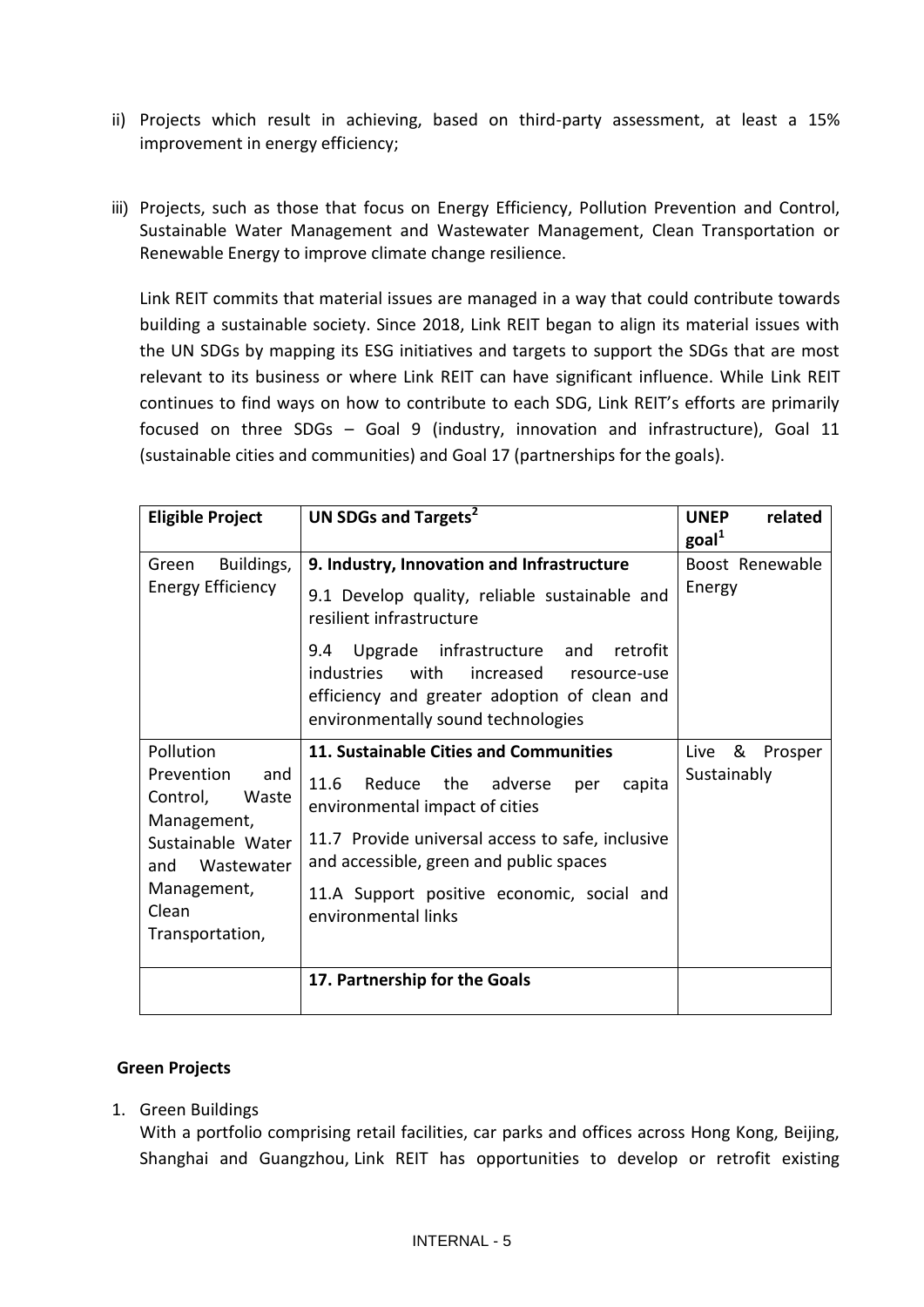ii) Projects which result in achieving, based on third-party assessment, at least a 15% improvement in energy efficiency;

iii) Projects, such as those that focus on Energy Efficiency, Pollution Prevention and Control, Sustainable Water Management and Wastewater Management, Clean Transportation or Renewable Energy to improve climate change resilience.

Link REIT commits that material issues are managed in a way that could contribute towards building a sustainable society. Since 2018, Link REIT began to align its material issues with the UN SDGs by mapping its ESG initiatives and targets to support the SDGs that are most relevant to its business or where Link REIT can have significant influence. While Link REIT continues to find ways on how to contribute to each SDG, Link REIT's efforts are primarily focused on three SDGs – Goal 9 (industry, innovation and infrastructure), Goal 11 (sustainable cities and communities) and Goal 17 (partnerships for the goals).

| **Eligible Project** | **UN SDGs and Targets[2]** | **UNEP related goal[1]** |
|---|---|---|
| Green Buildings, Energy Efficiency | **9. Industry, Innovation and Infrastructure**<br>9.1 Develop quality, reliable sustainable and resilient infrastructure<br>9.4 Upgrade infrastructure and retrofit industries with increased resource-use efficiency and greater adoption of clean and environmentally sound technologies | Boost Renewable Energy |
| Pollution Prevention and Control, Waste Management, Sustainable Water and Wastewater Management, Clean Transportation, | **11. Sustainable Cities and Communities**<br>11.6 Reduce the adverse per capita environmental impact of cities<br>11.7 Provide universal access to safe, inclusive and accessible, green and public spaces<br>11.A Support positive economic, social and environmental links | Live & Prosper Sustainably |
| | **17. Partnership for the Goals** | |

**Green Projects**

1. Green Buildings
   With a portfolio comprising retail facilities, car parks and offices across Hong Kong, Beijing, Shanghai and Guangzhou, Link REIT has opportunities to develop or retrofit existing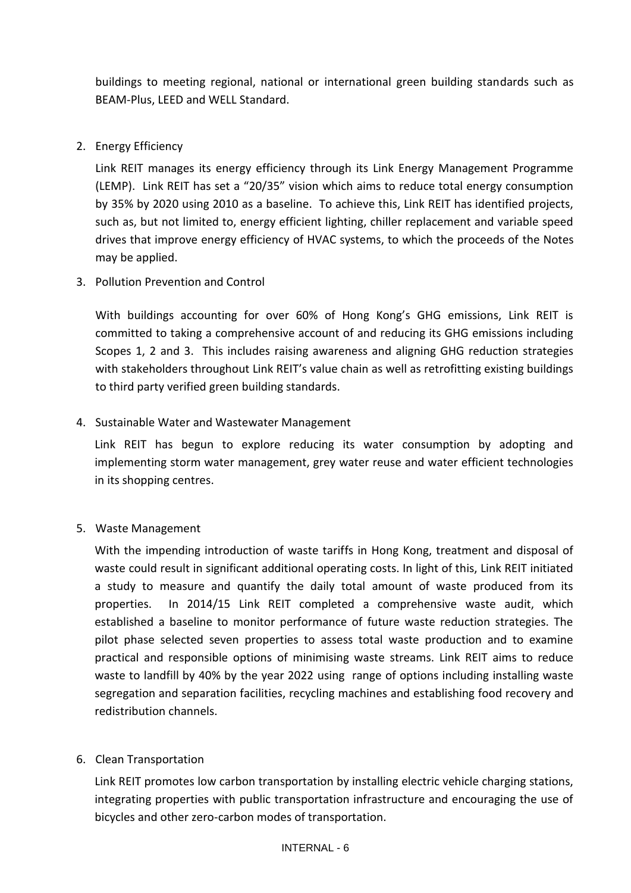buildings to meeting regional, national or international green building standards such as BEAM-Plus, LEED and WELL Standard.

2. Energy Efficiency

   Link REIT manages its energy efficiency through its Link Energy Management Programme (LEMP). Link REIT has set a "20/35" vision which aims to reduce total energy consumption by 35% by 2020 using 2010 as a baseline. To achieve this, Link REIT has identified projects, such as, but not limited to, energy efficient lighting, chiller replacement and variable speed drives that improve energy efficiency of HVAC systems, to which the proceeds of the Notes may be applied.

3. Pollution Prevention and Control

   With buildings accounting for over 60% of Hong Kong's GHG emissions, Link REIT is committed to taking a comprehensive account of and reducing its GHG emissions including Scopes 1, 2 and 3. This includes raising awareness and aligning GHG reduction strategies with stakeholders throughout Link REIT's value chain as well as retrofitting existing buildings to third party verified green building standards.

4. Sustainable Water and Wastewater Management

   Link REIT has begun to explore reducing its water consumption by adopting and implementing storm water management, grey water reuse and water efficient technologies in its shopping centres.

5. Waste Management

   With the impending introduction of waste tariffs in Hong Kong, treatment and disposal of waste could result in significant additional operating costs. In light of this, Link REIT initiated a study to measure and quantify the daily total amount of waste produced from its properties. In 2014/15 Link REIT completed a comprehensive waste audit, which established a baseline to monitor performance of future waste reduction strategies. The pilot phase selected seven properties to assess total waste production and to examine practical and responsible options of minimising waste streams. Link REIT aims to reduce waste to landfill by 40% by the year 2022 using range of options including installing waste segregation and separation facilities, recycling machines and establishing food recovery and redistribution channels.

6. Clean Transportation

   Link REIT promotes low carbon transportation by installing electric vehicle charging stations, integrating properties with public transportation infrastructure and encouraging the use of bicycles and other zero-carbon modes of transportation.

INTERNAL - 6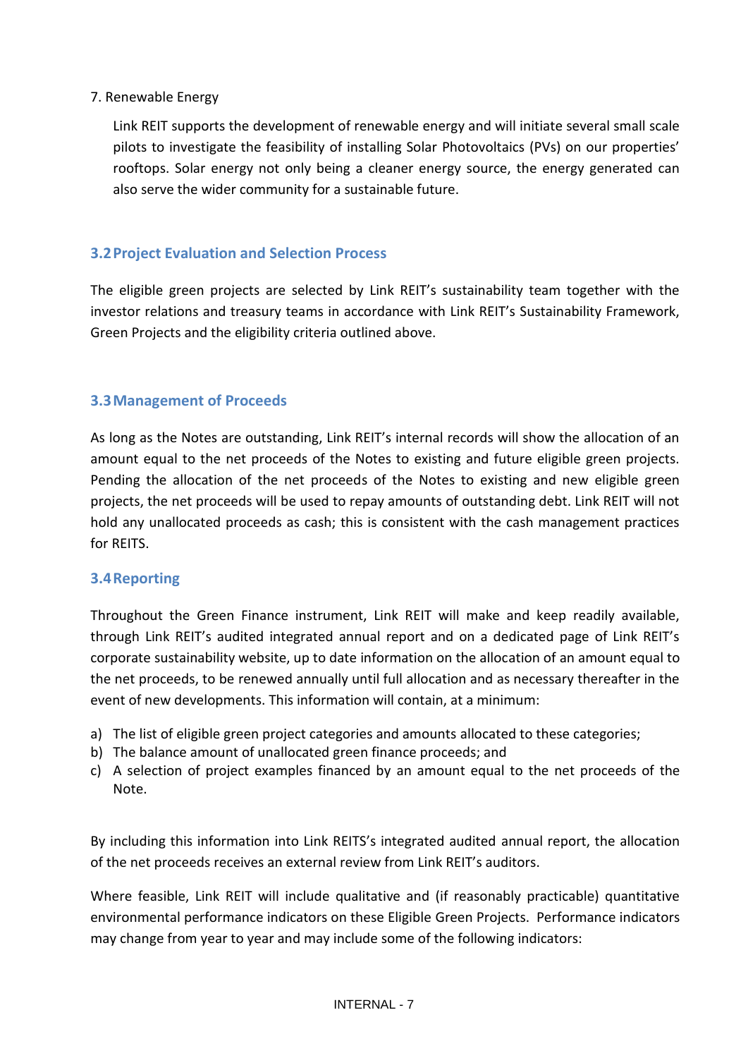7. Renewable Energy

   Link REIT supports the development of renewable energy and will initiate several small scale pilots to investigate the feasibility of installing Solar Photovoltaics (PVs) on our properties' rooftops. Solar energy not only being a cleaner energy source, the energy generated can also serve the wider community for a sustainable future.

## 3.2 Project Evaluation and Selection Process

The eligible green projects are selected by Link REIT's sustainability team together with the investor relations and treasury teams in accordance with Link REIT's Sustainability Framework, Green Projects and the eligibility criteria outlined above.

## 3.3 Management of Proceeds

As long as the Notes are outstanding, Link REIT's internal records will show the allocation of an amount equal to the net proceeds of the Notes to existing and future eligible green projects. Pending the allocation of the net proceeds of the Notes to existing and new eligible green projects, the net proceeds will be used to repay amounts of outstanding debt. Link REIT will not hold any unallocated proceeds as cash; this is consistent with the cash management practices for REITS.

## 3.4 Reporting

Throughout the Green Finance instrument, Link REIT will make and keep readily available, through Link REIT's audited integrated annual report and on a dedicated page of Link REIT's corporate sustainability website, up to date information on the allocation of an amount equal to the net proceeds, to be renewed annually until full allocation and as necessary thereafter in the event of new developments. This information will contain, at a minimum:

a) The list of eligible green project categories and amounts allocated to these categories;
b) The balance amount of unallocated green finance proceeds; and
c) A selection of project examples financed by an amount equal to the net proceeds of the Note.

By including this information into Link REITS's integrated audited annual report, the allocation of the net proceeds receives an external review from Link REIT's auditors.

Where feasible, Link REIT will include qualitative and (if reasonably practicable) quantitative environmental performance indicators on these Eligible Green Projects. Performance indicators may change from year to year and may include some of the following indicators: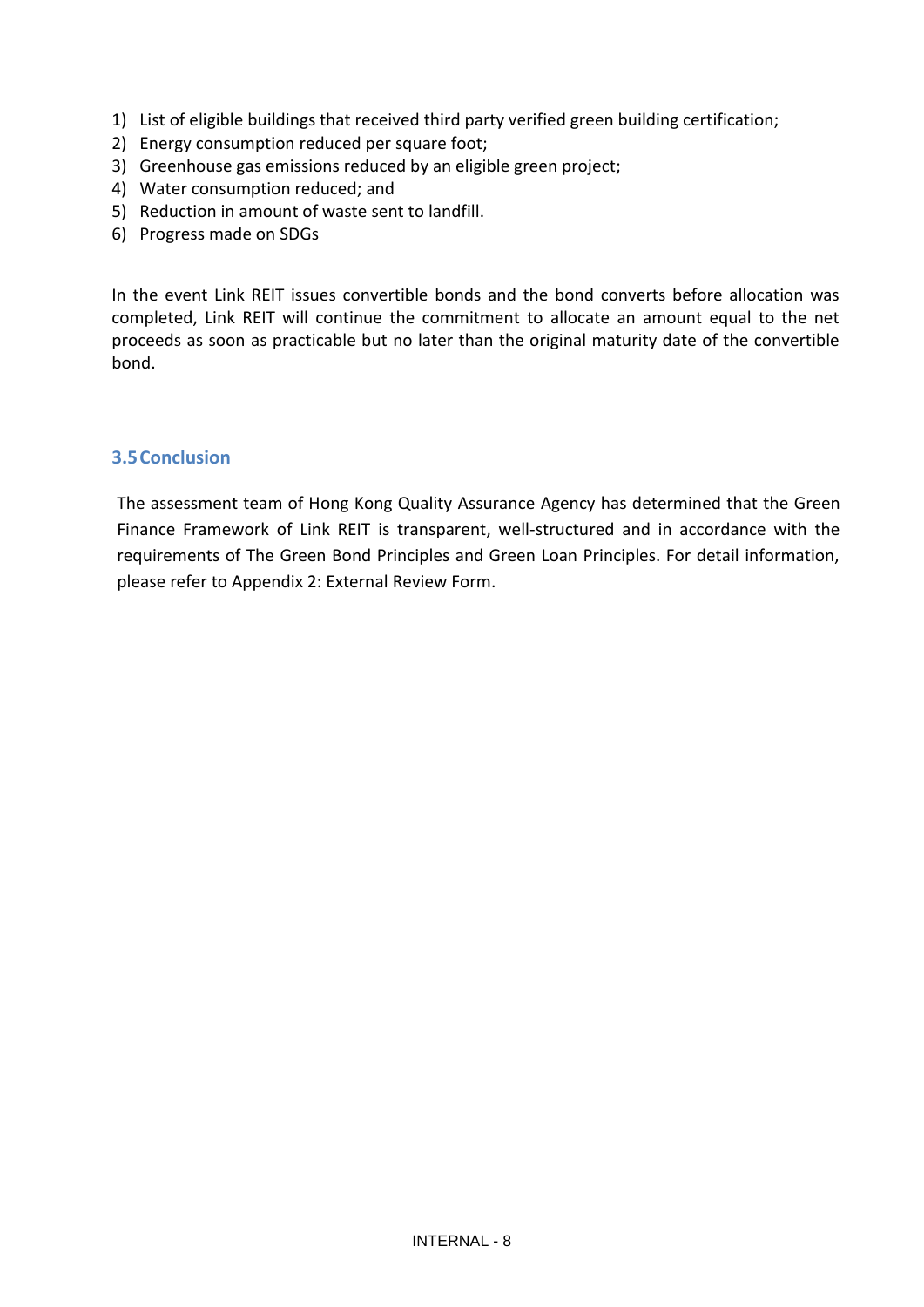1) List of eligible buildings that received third party verified green building certification;
2) Energy consumption reduced per square foot;
3) Greenhouse gas emissions reduced by an eligible green project;
4) Water consumption reduced; and
5) Reduction in amount of waste sent to landfill.
6) Progress made on SDGs

In the event Link REIT issues convertible bonds and the bond converts before allocation was completed, Link REIT will continue the commitment to allocate an amount equal to the net proceeds as soon as practicable but no later than the original maturity date of the convertible bond.

### 3.5 Conclusion

The assessment team of Hong Kong Quality Assurance Agency has determined that the Green Finance Framework of Link REIT is transparent, well-structured and in accordance with the requirements of The Green Bond Principles and Green Loan Principles. For detail information, please refer to Appendix 2: External Review Form.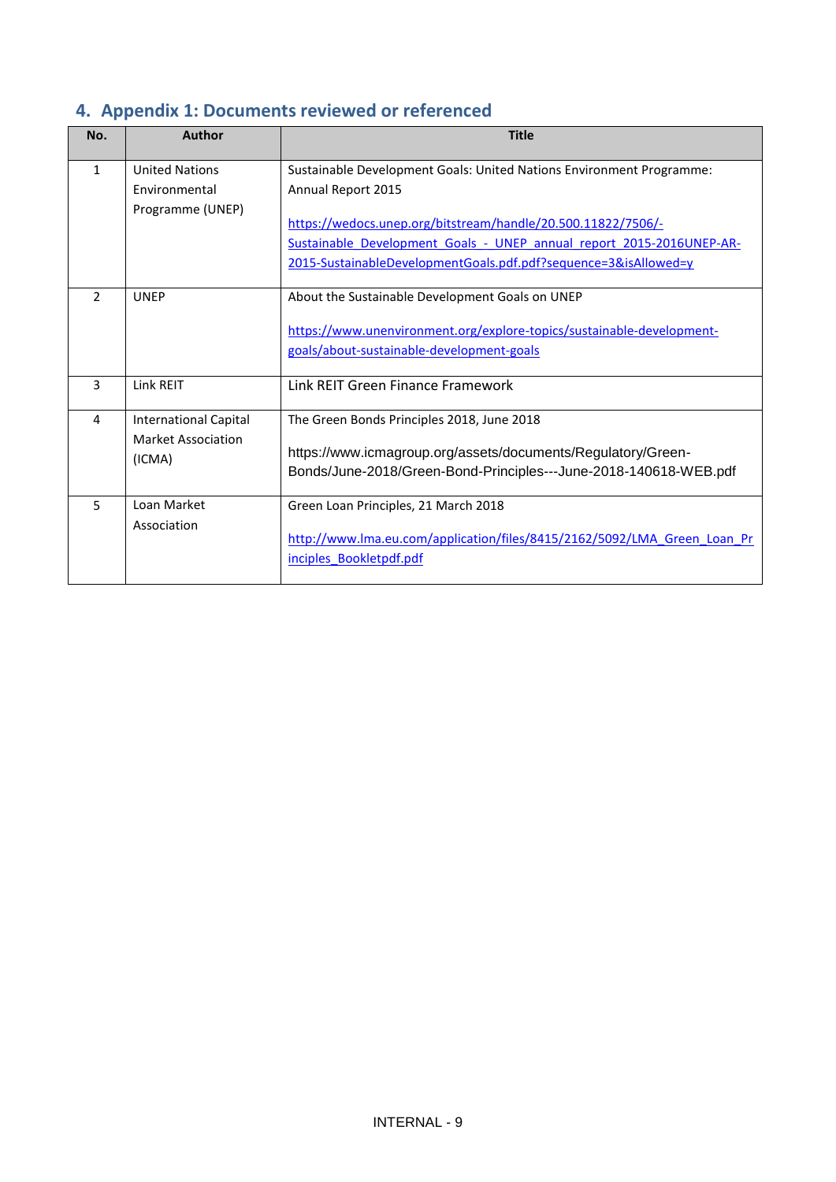## 4. Appendix 1: Documents reviewed or referenced

| No. | Author | Title |
|---|---|---|
| 1 | United Nations Environmental Programme (UNEP) | Sustainable Development Goals: United Nations Environment Programme: Annual Report 2015<br><br>https://wedocs.unep.org/bitstream/handle/20.500.11822/7506/-Sustainable_Development_Goals_-_UNEP_annual_report_2015-2016UNEP-AR-2015-SustainableDevelopmentGoals.pdf.pdf?sequence=3&isAllowed=y |
| 2 | UNEP | About the Sustainable Development Goals on UNEP<br><br>https://www.unenvironment.org/explore-topics/sustainable-development-goals/about-sustainable-development-goals |
| 3 | Link REIT | Link REIT Green Finance Framework |
| 4 | International Capital Market Association (ICMA) | The Green Bonds Principles 2018, June 2018<br><br>https://www.icmagroup.org/assets/documents/Regulatory/Green-Bonds/June-2018/Green-Bond-Principles---June-2018-140618-WEB.pdf |
| 5 | Loan Market Association | Green Loan Principles, 21 March 2018<br><br>http://www.lma.eu.com/application/files/8415/2162/5092/LMA_Green_Loan_Principles_Bookletpdf.pdf |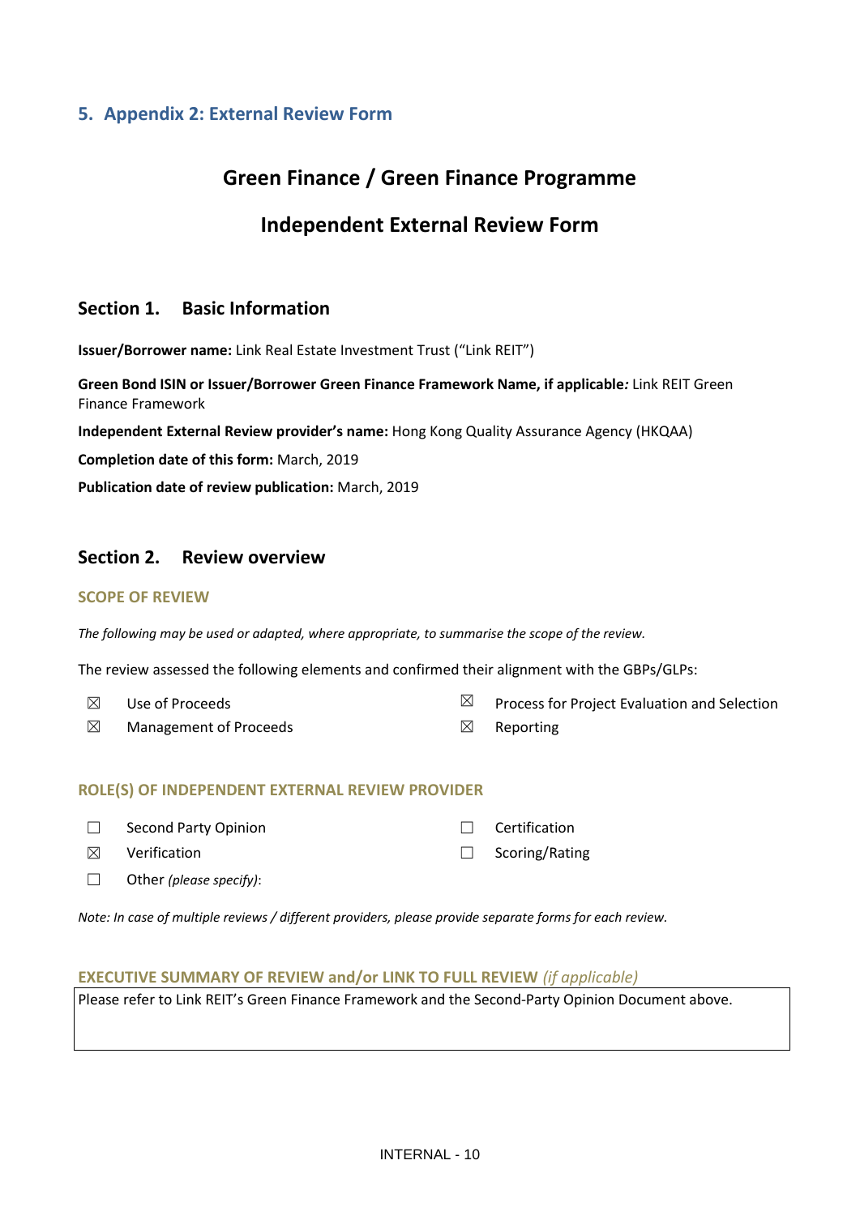## 5. Appendix 2: External Review Form

# Green Finance / Green Finance Programme

# Independent External Review Form

### Section 1. Basic Information

**Issuer/Borrower name:** Link Real Estate Investment Trust ("Link REIT")

**Green Bond ISIN or Issuer/Borrower Green Finance Framework Name, if applicable*:*** Link REIT Green Finance Framework

**Independent External Review provider's name:** Hong Kong Quality Assurance Agency (HKQAA)

**Completion date of this form:** March, 2019

**Publication date of review publication:** March, 2019

### Section 2. Review overview

#### SCOPE OF REVIEW

*The following may be used or adapted, where appropriate, to summarise the scope of the review.*

The review assessed the following elements and confirmed their alignment with the GBPs/GLPs:

- ☒ Use of Proceeds
- ☒ Process for Project Evaluation and Selection
- ☒ Management of Proceeds
- ☒ Reporting

#### ROLE(S) OF INDEPENDENT EXTERNAL REVIEW PROVIDER

- ☐ Second Party Opinion
- ☐ Certification
- ☒ Verification
- ☐ Scoring/Rating
- ☐ Other *(please specify)*:

*Note: In case of multiple reviews / different providers, please provide separate forms for each review.*

#### EXECUTIVE SUMMARY OF REVIEW and/or LINK TO FULL REVIEW *(if applicable)*

Please refer to Link REIT's Green Finance Framework and the Second-Party Opinion Document above.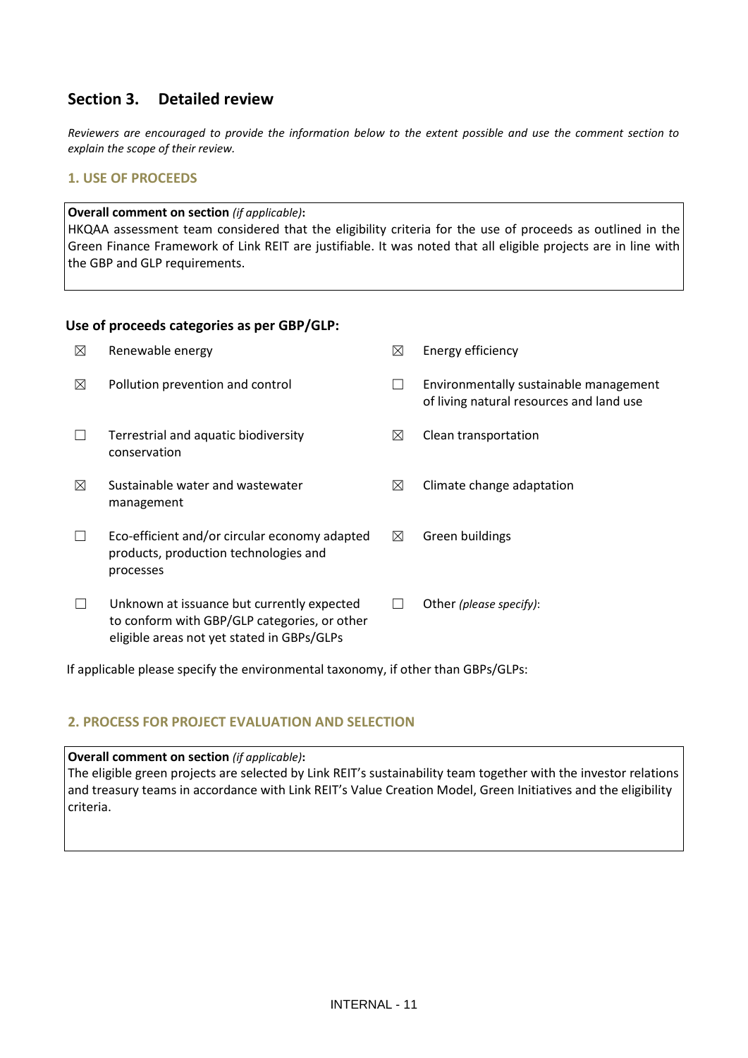## Section 3. Detailed review

*Reviewers are encouraged to provide the information below to the extent possible and use the comment section to explain the scope of their review.*

### 1. USE OF PROCEEDS

**Overall comment on section** *(if applicable)*:
HKQAA assessment team considered that the eligibility criteria for the use of proceeds as outlined in the Green Finance Framework of Link REIT are justifiable. It was noted that all eligible projects are in line with the GBP and GLP requirements.

**Use of proceeds categories as per GBP/GLP:**

| | | | |
|---|---|---|---|
| ☒ | Renewable energy | ☒ | Energy efficiency |
| ☒ | Pollution prevention and control | ☐ | Environmentally sustainable management of living natural resources and land use |
| ☐ | Terrestrial and aquatic biodiversity conservation | ☒ | Clean transportation |
| ☒ | Sustainable water and wastewater management | ☒ | Climate change adaptation |
| ☐ | Eco-efficient and/or circular economy adapted products, production technologies and processes | ☒ | Green buildings |
| ☐ | Unknown at issuance but currently expected to conform with GBP/GLP categories, or other eligible areas not yet stated in GBPs/GLPs | ☐ | Other *(please specify)*: |

If applicable please specify the environmental taxonomy, if other than GBPs/GLPs:

### 2. PROCESS FOR PROJECT EVALUATION AND SELECTION

**Overall comment on section** *(if applicable)*:
The eligible green projects are selected by Link REIT's sustainability team together with the investor relations and treasury teams in accordance with Link REIT's Value Creation Model, Green Initiatives and the eligibility criteria.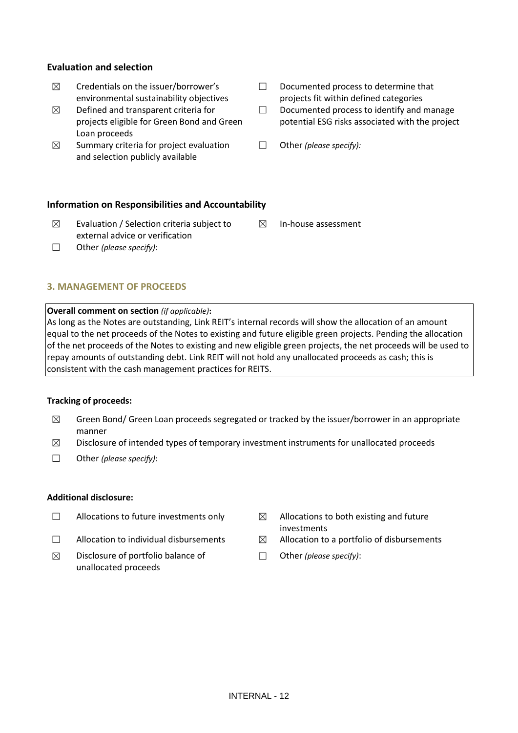**Evaluation and selection**

- ☒ Credentials on the issuer/borrower's environmental sustainability objectives
- ☒ Defined and transparent criteria for projects eligible for Green Bond and Green Loan proceeds
- ☒ Summary criteria for project evaluation and selection publicly available
- ☐ Documented process to determine that projects fit within defined categories
- ☐ Documented process to identify and manage potential ESG risks associated with the project
- ☐ Other *(please specify):*

**Information on Responsibilities and Accountability**

- ☒ Evaluation / Selection criteria subject to external advice or verification
- ☐ Other *(please specify)*:
- ☒ In-house assessment

## 3. MANAGEMENT OF PROCEEDS

**Overall comment on section** *(if applicable)***:**
As long as the Notes are outstanding, Link REIT's internal records will show the allocation of an amount equal to the net proceeds of the Notes to existing and future eligible green projects. Pending the allocation of the net proceeds of the Notes to existing and new eligible green projects, the net proceeds will be used to repay amounts of outstanding debt. Link REIT will not hold any unallocated proceeds as cash; this is consistent with the cash management practices for REITS.

**Tracking of proceeds:**

- ☒ Green Bond/ Green Loan proceeds segregated or tracked by the issuer/borrower in an appropriate manner
- ☒ Disclosure of intended types of temporary investment instruments for unallocated proceeds
- ☐ Other *(please specify)*:

**Additional disclosure:**

- ☐ Allocations to future investments only
- ☐ Allocation to individual disbursements
- ☒ Disclosure of portfolio balance of unallocated proceeds
- ☒ Allocations to both existing and future investments
- ☒ Allocation to a portfolio of disbursements
- ☐ Other *(please specify)*: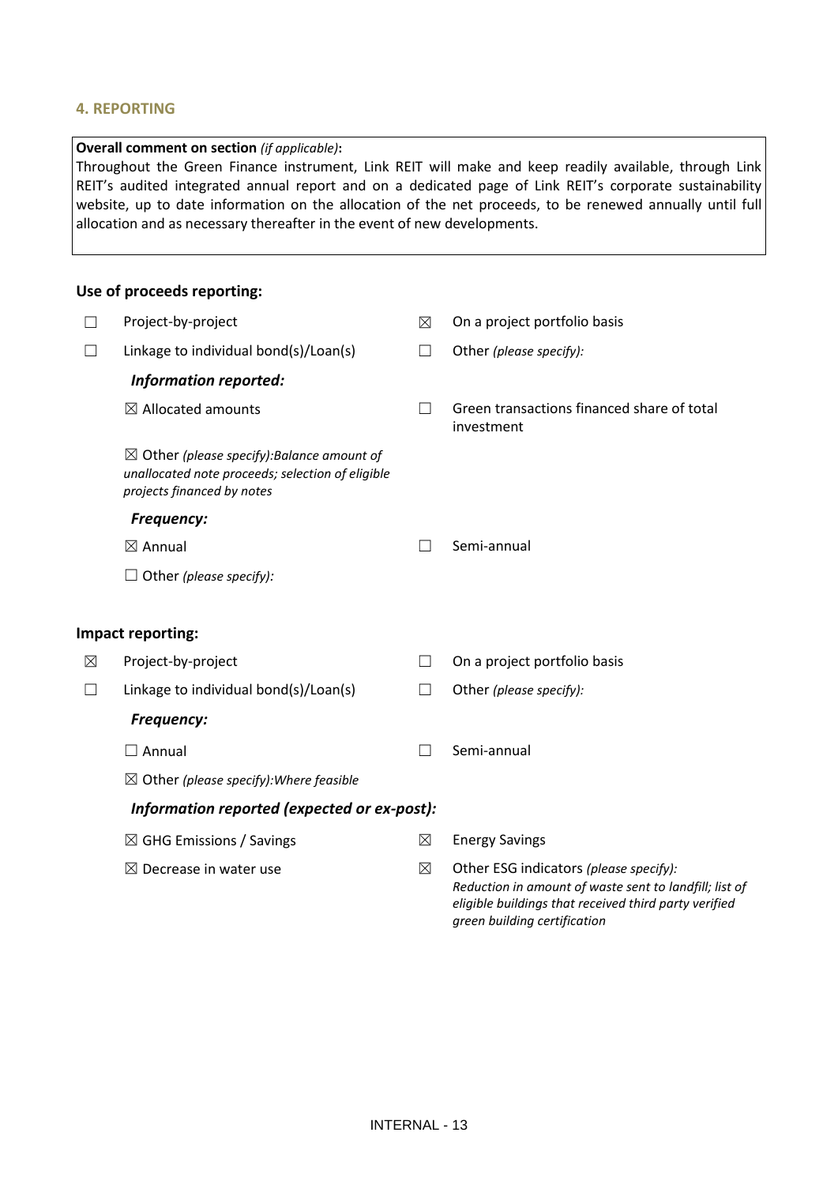## 4. REPORTING

**Overall comment on section** *(if applicable)*:

Throughout the Green Finance instrument, Link REIT will make and keep readily available, through Link REIT's audited integrated annual report and on a dedicated page of Link REIT's corporate sustainability website, up to date information on the allocation of the net proceeds, to be renewed annually until full allocation and as necessary thereafter in the event of new developments.

### Use of proceeds reporting:

- ☐ Project-by-project
- ☒ On a project portfolio basis
- ☐ Linkage to individual bond(s)/Loan(s)
- ☐ Other *(please specify):*

***Information reported:***

- ☒ Allocated amounts
- ☐ Green transactions financed share of total investment
- ☒ Other *(please specify):Balance amount of unallocated note proceeds; selection of eligible projects financed by notes*

***Frequency:***

- ☒ Annual
- ☐ Semi-annual
- ☐ Other *(please specify):*

### Impact reporting:

- ☒ Project-by-project
- ☐ On a project portfolio basis
- ☐ Linkage to individual bond(s)/Loan(s)
- ☐ Other *(please specify):*

***Frequency:***

- ☐ Annual
- ☐ Semi-annual
- ☒ Other *(please specify):Where feasible*

***Information reported (expected or ex-post):***

- ☒ GHG Emissions / Savings
- ☒ Energy Savings
- ☒ Decrease in water use
- ☒ Other ESG indicators *(please specify): Reduction in amount of waste sent to landfill; list of eligible buildings that received third party verified green building certification*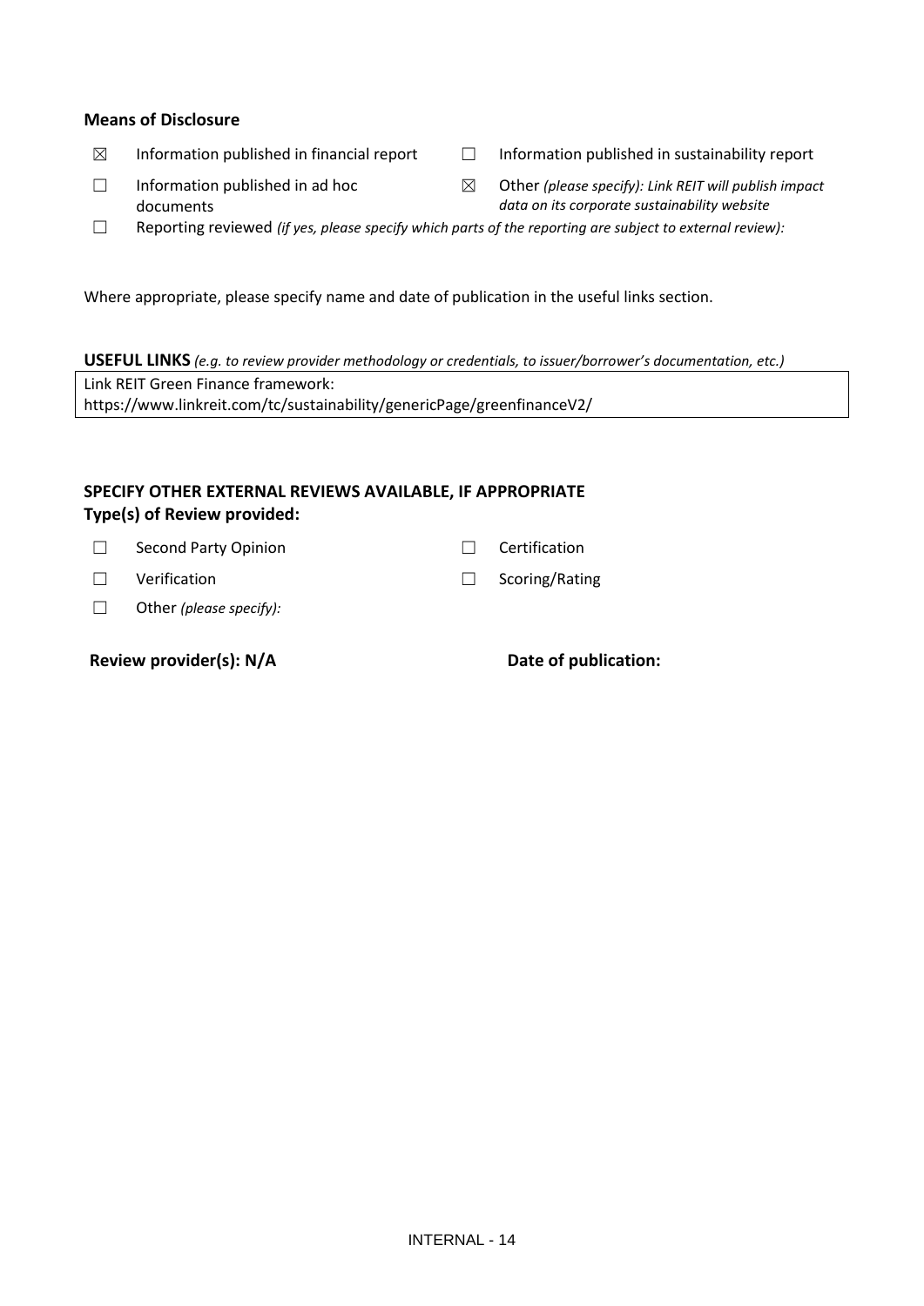**Means of Disclosure**

☒ Information published in financial report

☐ Information published in sustainability report

☐ Information published in ad hoc documents

☒ Other *(please specify): Link REIT will publish impact data on its corporate sustainability website*

☐ Reporting reviewed *(if yes, please specify which parts of the reporting are subject to external review):*

Where appropriate, please specify name and date of publication in the useful links section.

**USEFUL LINKS** *(e.g. to review provider methodology or credentials, to issuer/borrower's documentation, etc.)*

| Link REIT Green Finance framework: https://www.linkreit.com/tc/sustainability/genericPage/greenfinanceV2/ |
|---|

## SPECIFY OTHER EXTERNAL REVIEWS AVAILABLE, IF APPROPRIATE

**Type(s) of Review provided:**

☐ Second Party Opinion

☐ Certification

☐ Verification

☐ Scoring/Rating

☐ Other *(please specify):*

**Review provider(s): N/A**

**Date of publication:**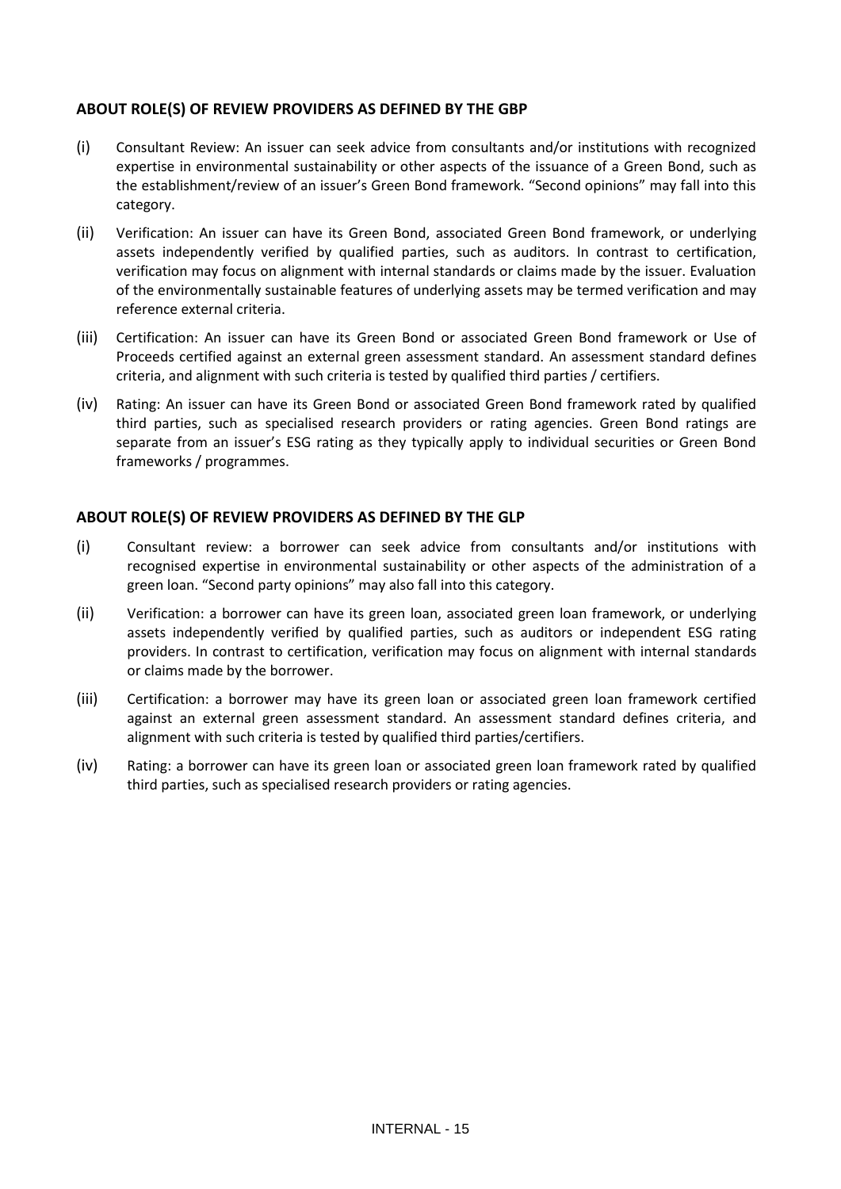## ABOUT ROLE(S) OF REVIEW PROVIDERS AS DEFINED BY THE GBP

(i) Consultant Review: An issuer can seek advice from consultants and/or institutions with recognized expertise in environmental sustainability or other aspects of the issuance of a Green Bond, such as the establishment/review of an issuer's Green Bond framework. "Second opinions" may fall into this category.

(ii) Verification: An issuer can have its Green Bond, associated Green Bond framework, or underlying assets independently verified by qualified parties, such as auditors. In contrast to certification, verification may focus on alignment with internal standards or claims made by the issuer. Evaluation of the environmentally sustainable features of underlying assets may be termed verification and may reference external criteria.

(iii) Certification: An issuer can have its Green Bond or associated Green Bond framework or Use of Proceeds certified against an external green assessment standard. An assessment standard defines criteria, and alignment with such criteria is tested by qualified third parties / certifiers.

(iv) Rating: An issuer can have its Green Bond or associated Green Bond framework rated by qualified third parties, such as specialised research providers or rating agencies. Green Bond ratings are separate from an issuer's ESG rating as they typically apply to individual securities or Green Bond frameworks / programmes.

## ABOUT ROLE(S) OF REVIEW PROVIDERS AS DEFINED BY THE GLP

(i) Consultant review: a borrower can seek advice from consultants and/or institutions with recognised expertise in environmental sustainability or other aspects of the administration of a green loan. "Second party opinions" may also fall into this category.

(ii) Verification: a borrower can have its green loan, associated green loan framework, or underlying assets independently verified by qualified parties, such as auditors or independent ESG rating providers. In contrast to certification, verification may focus on alignment with internal standards or claims made by the borrower.

(iii) Certification: a borrower may have its green loan or associated green loan framework certified against an external green assessment standard. An assessment standard defines criteria, and alignment with such criteria is tested by qualified third parties/certifiers.

(iv) Rating: a borrower can have its green loan or associated green loan framework rated by qualified third parties, such as specialised research providers or rating agencies.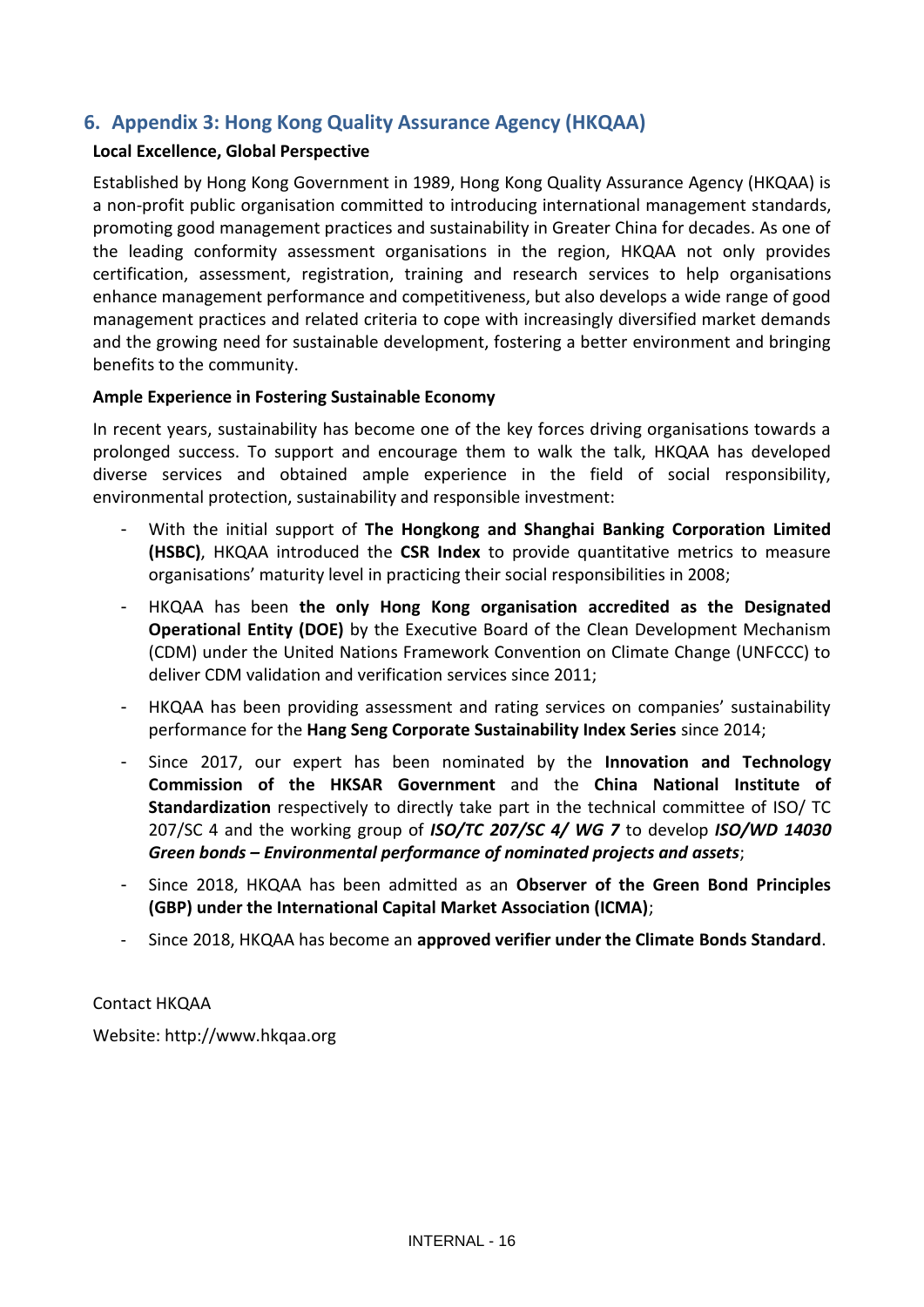## 6. Appendix 3: Hong Kong Quality Assurance Agency (HKQAA)

**Local Excellence, Global Perspective**

Established by Hong Kong Government in 1989, Hong Kong Quality Assurance Agency (HKQAA) is a non-profit public organisation committed to introducing international management standards, promoting good management practices and sustainability in Greater China for decades. As one of the leading conformity assessment organisations in the region, HKQAA not only provides certification, assessment, registration, training and research services to help organisations enhance management performance and competitiveness, but also develops a wide range of good management practices and related criteria to cope with increasingly diversified market demands and the growing need for sustainable development, fostering a better environment and bringing benefits to the community.

**Ample Experience in Fostering Sustainable Economy**

In recent years, sustainability has become one of the key forces driving organisations towards a prolonged success. To support and encourage them to walk the talk, HKQAA has developed diverse services and obtained ample experience in the field of social responsibility, environmental protection, sustainability and responsible investment:

- With the initial support of **The Hongkong and Shanghai Banking Corporation Limited (HSBC)**, HKQAA introduced the **CSR Index** to provide quantitative metrics to measure organisations' maturity level in practicing their social responsibilities in 2008;
- HKQAA has been **the only Hong Kong organisation accredited as the Designated Operational Entity (DOE)** by the Executive Board of the Clean Development Mechanism (CDM) under the United Nations Framework Convention on Climate Change (UNFCCC) to deliver CDM validation and verification services since 2011;
- HKQAA has been providing assessment and rating services on companies' sustainability performance for the **Hang Seng Corporate Sustainability Index Series** since 2014;
- Since 2017, our expert has been nominated by the **Innovation and Technology Commission of the HKSAR Government** and the **China National Institute of Standardization** respectively to directly take part in the technical committee of ISO/ TC 207/SC 4 and the working group of ***ISO/TC 207/SC 4/ WG 7*** to develop ***ISO/WD 14030 Green bonds – Environmental performance of nominated projects and assets***;
- Since 2018, HKQAA has been admitted as an **Observer of the Green Bond Principles (GBP) under the International Capital Market Association (ICMA)**;
- Since 2018, HKQAA has become an **approved verifier under the Climate Bonds Standard**.

Contact HKQAA

Website: http://www.hkqaa.org